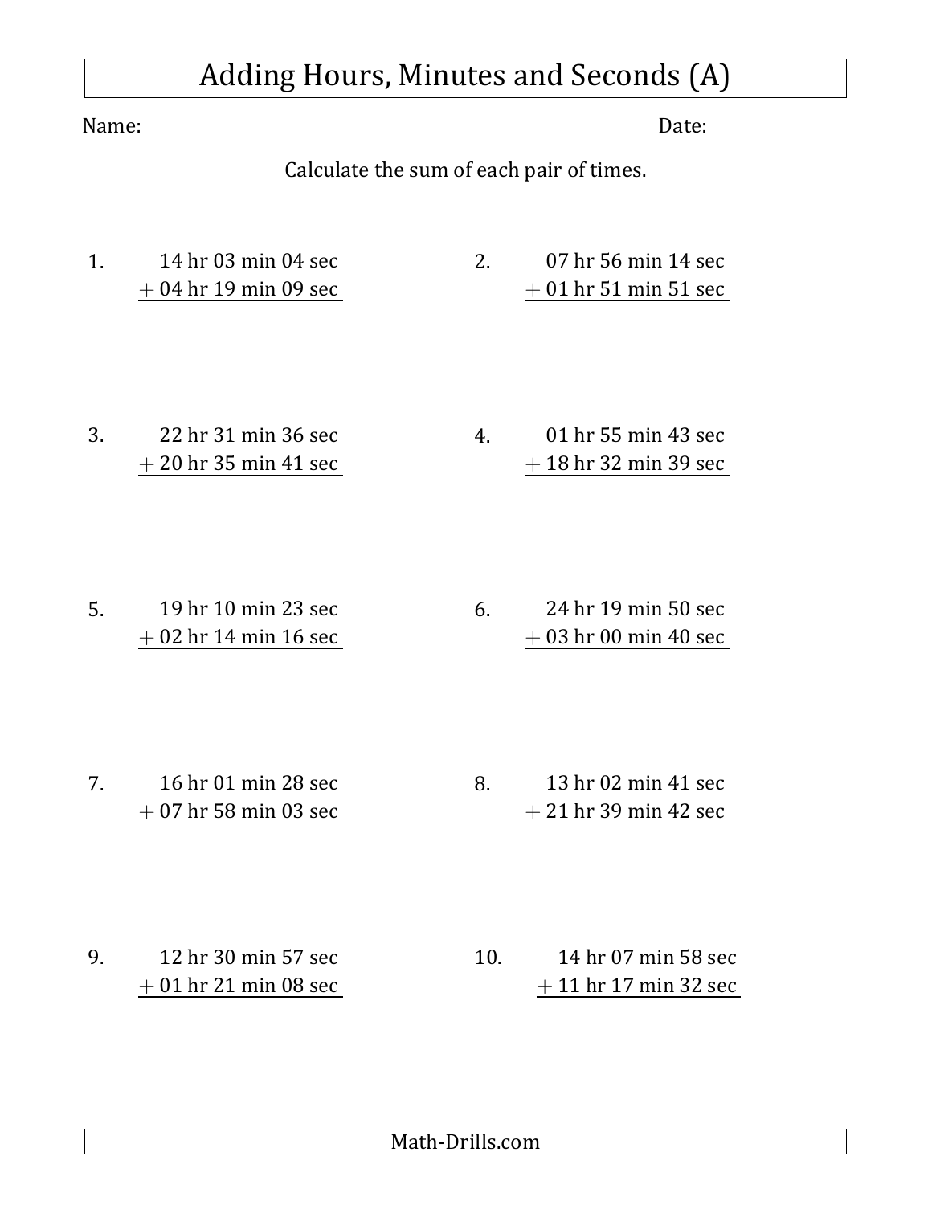# Adding Hours, Minutes and Seconds (A)

Name: ____________________ Date: ______________

Calculate the sum of each pair of times.

1.

```
  14 hr 03 min 04 sec
+ 04 hr 19 min 09 sec
```

2.

```
  07 hr 56 min 14 sec
+ 01 hr 51 min 51 sec
```

3.

```
  22 hr 31 min 36 sec
+ 20 hr 35 min 41 sec
```

4.

```
  01 hr 55 min 43 sec
+ 18 hr 32 min 39 sec
```

5.

```
  19 hr 10 min 23 sec
+ 02 hr 14 min 16 sec
```

6.

```
  24 hr 19 min 50 sec
+ 03 hr 00 min 40 sec
```

7.

```
  16 hr 01 min 28 sec
+ 07 hr 58 min 03 sec
```

8.

```
  13 hr 02 min 41 sec
+ 21 hr 39 min 42 sec
```

9.

```
  12 hr 30 min 57 sec
+ 01 hr 21 min 08 sec
```

10.

```
  14 hr 07 min 58 sec
+ 11 hr 17 min 32 sec
```

Math-Drills.com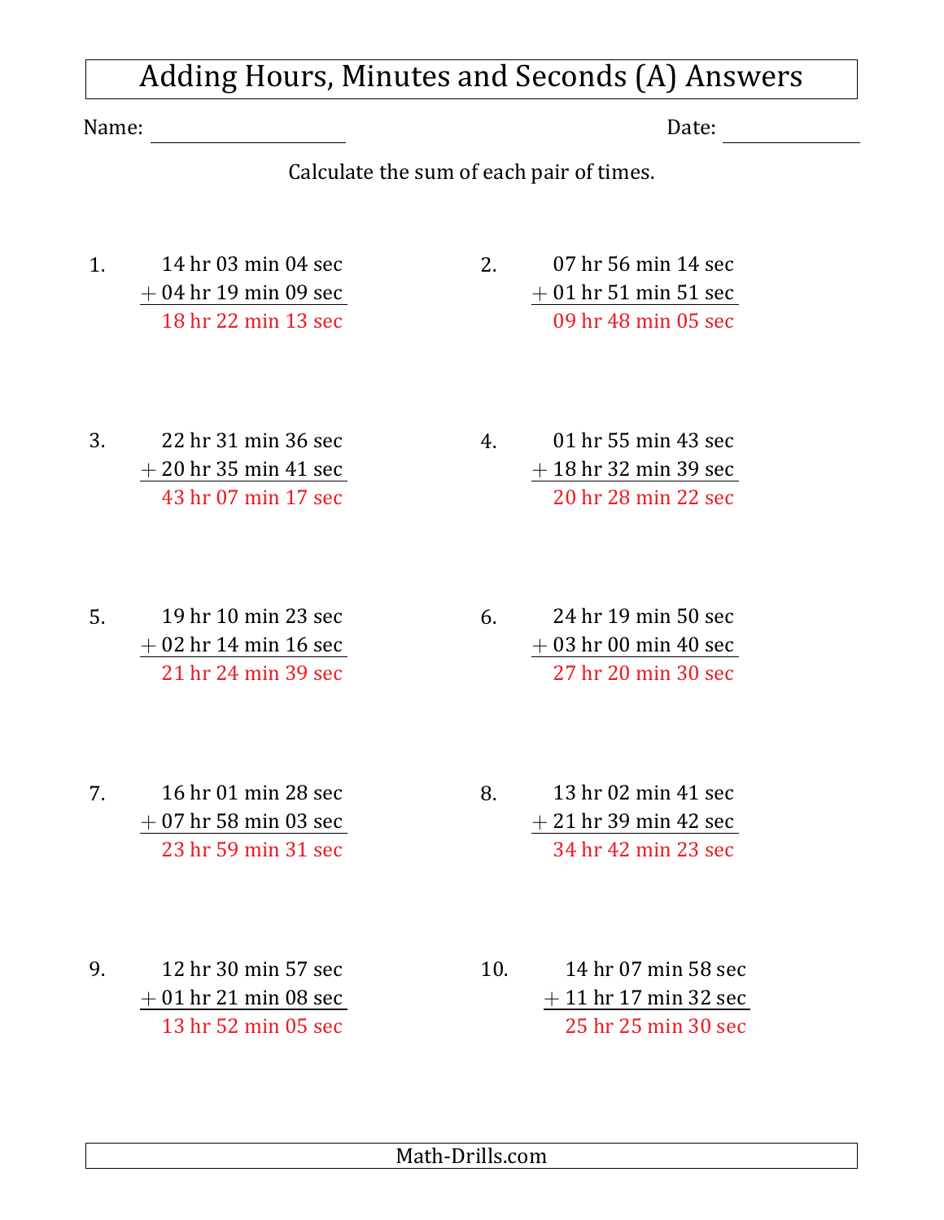# Adding Hours, Minutes and Seconds (A) Answers

Name: ____________________ Date: ____________

Calculate the sum of each pair of times.

1.
```
  14 hr 03 min 04 sec
+ 04 hr 19 min 09 sec
  18 hr 22 min 13 sec
```

2.
```
  07 hr 56 min 14 sec
+ 01 hr 51 min 51 sec
  09 hr 48 min 05 sec
```

3.
```
  22 hr 31 min 36 sec
+ 20 hr 35 min 41 sec
  43 hr 07 min 17 sec
```

4.
```
  01 hr 55 min 43 sec
+ 18 hr 32 min 39 sec
  20 hr 28 min 22 sec
```

5.
```
  19 hr 10 min 23 sec
+ 02 hr 14 min 16 sec
  21 hr 24 min 39 sec
```

6.
```
  24 hr 19 min 50 sec
+ 03 hr 00 min 40 sec
  27 hr 20 min 30 sec
```

7.
```
  16 hr 01 min 28 sec
+ 07 hr 58 min 03 sec
  23 hr 59 min 31 sec
```

8.
```
  13 hr 02 min 41 sec
+ 21 hr 39 min 42 sec
  34 hr 42 min 23 sec
```

9.
```
  12 hr 30 min 57 sec
+ 01 hr 21 min 08 sec
  13 hr 52 min 05 sec
```

10.
```
  14 hr 07 min 58 sec
+ 11 hr 17 min 32 sec
  25 hr 25 min 30 sec
```

Math-Drills.com